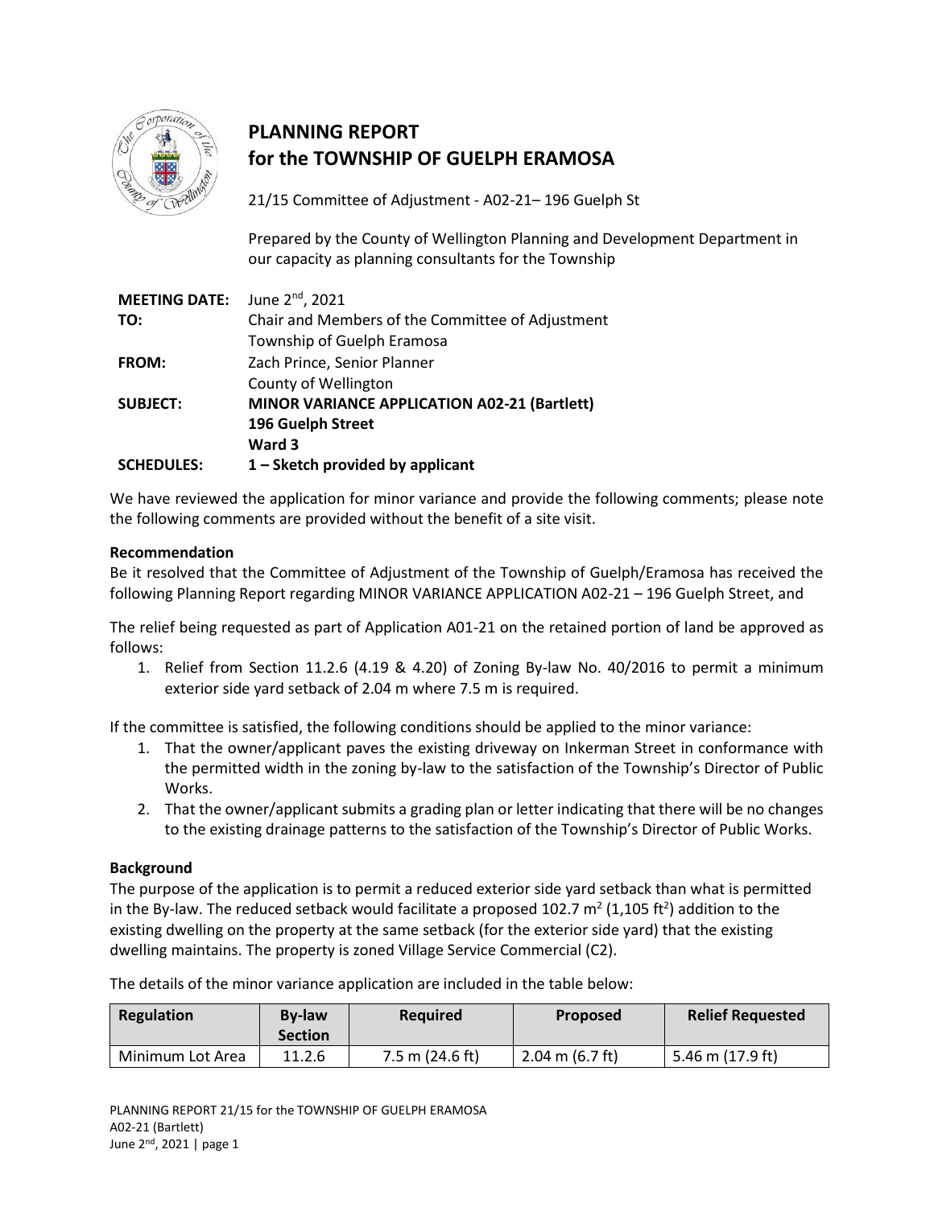# PLANNING REPORT
# for the TOWNSHIP OF GUELPH ERAMOSA

21/15 Committee of Adjustment - A02-21– 196 Guelph St

Prepared by the County of Wellington Planning and Development Department in our capacity as planning consultants for the Township

**MEETING DATE:** June 2nd, 2021
**TO:** Chair and Members of the Committee of Adjustment
Township of Guelph Eramosa
**FROM:** Zach Prince, Senior Planner
County of Wellington
**SUBJECT:** **MINOR VARIANCE APPLICATION A02-21 (Bartlett)**
**196 Guelph Street**
**Ward 3**
**SCHEDULES:** **1 – Sketch provided by applicant**

We have reviewed the application for minor variance and provide the following comments; please note the following comments are provided without the benefit of a site visit.

**Recommendation**

Be it resolved that the Committee of Adjustment of the Township of Guelph/Eramosa has received the following Planning Report regarding MINOR VARIANCE APPLICATION A02-21 – 196 Guelph Street, and

The relief being requested as part of Application A01-21 on the retained portion of land be approved as follows:

1. Relief from Section 11.2.6 (4.19 & 4.20) of Zoning By-law No. 40/2016 to permit a minimum exterior side yard setback of 2.04 m where 7.5 m is required.

If the committee is satisfied, the following conditions should be applied to the minor variance:

1. That the owner/applicant paves the existing driveway on Inkerman Street in conformance with the permitted width in the zoning by-law to the satisfaction of the Township's Director of Public Works.
2. That the owner/applicant submits a grading plan or letter indicating that there will be no changes to the existing drainage patterns to the satisfaction of the Township's Director of Public Works.

**Background**

The purpose of the application is to permit a reduced exterior side yard setback than what is permitted in the By-law. The reduced setback would facilitate a proposed 102.7 m$^2$ (1,105 ft$^2$) addition to the existing dwelling on the property at the same setback (for the exterior side yard) that the existing dwelling maintains. The property is zoned Village Service Commercial (C2).

The details of the minor variance application are included in the table below:

| Regulation | By-law Section | Required | Proposed | Relief Requested |
|---|---|---|---|---|
| Minimum Lot Area | 11.2.6 | 7.5 m (24.6 ft) | 2.04 m (6.7 ft) | 5.46 m (17.9 ft) |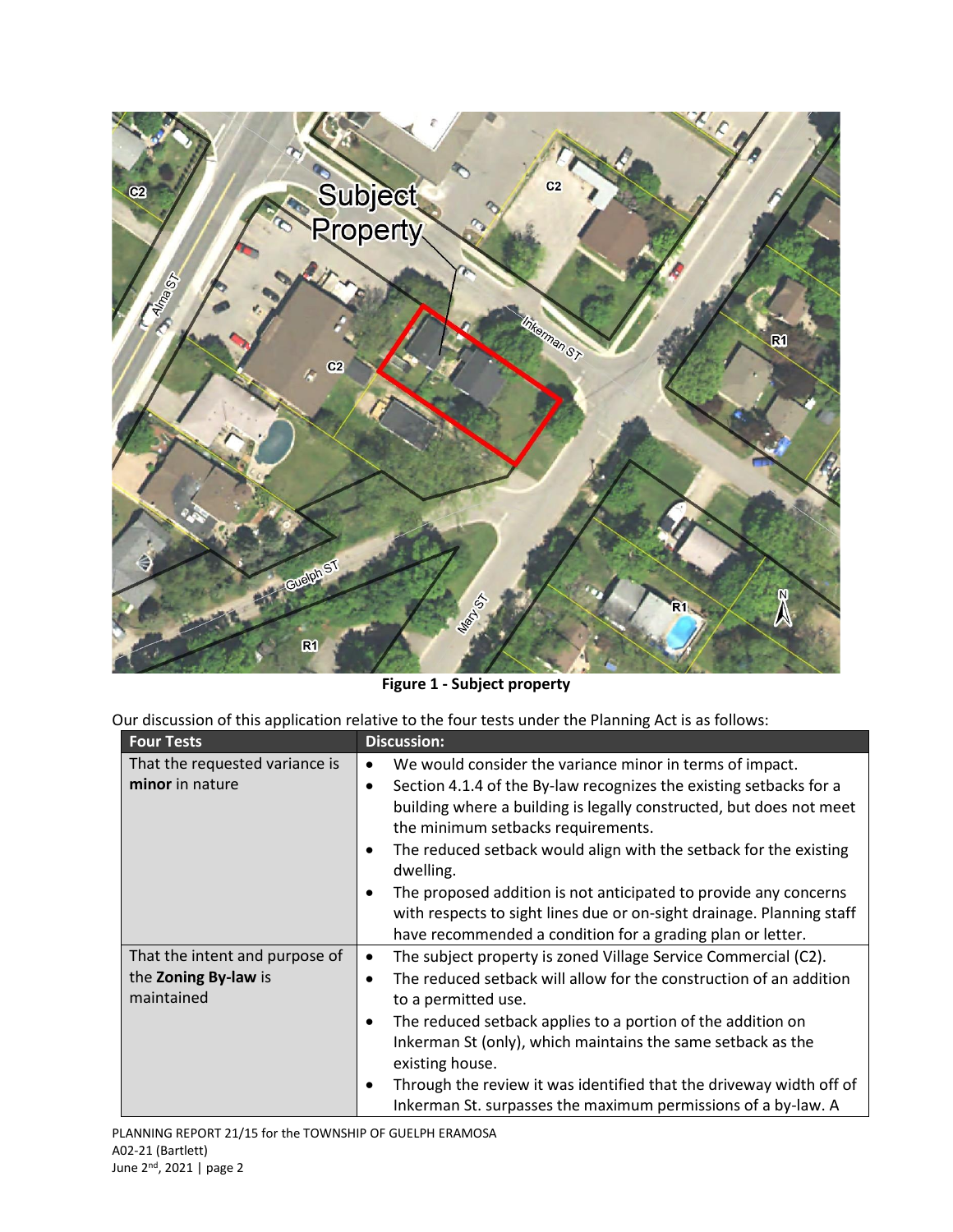**Figure 1 - Subject property**

Our discussion of this application relative to the four tests under the Planning Act is as follows:

| Four Tests | Discussion: |
|---|---|
| That the requested variance is **minor** in nature | • We would consider the variance minor in terms of impact.<br>• Section 4.1.4 of the By-law recognizes the existing setbacks for a building where a building is legally constructed, but does not meet the minimum setbacks requirements.<br>• The reduced setback would align with the setback for the existing dwelling.<br>• The proposed addition is not anticipated to provide any concerns with respects to sight lines due or on-sight drainage. Planning staff have recommended a condition for a grading plan or letter. |
| That the intent and purpose of the **Zoning By-law** is maintained | • The subject property is zoned Village Service Commercial (C2).<br>• The reduced setback will allow for the construction of an addition to a permitted use.<br>• The reduced setback applies to a portion of the addition on Inkerman St (only), which maintains the same setback as the existing house.<br>• Through the review it was identified that the driveway width off of Inkerman St. surpasses the maximum permissions of a by-law. A |

PLANNING REPORT 21/15 for the TOWNSHIP OF GUELPH ERAMOSA
A02-21 (Bartlett)
June 2nd, 2021 | page 2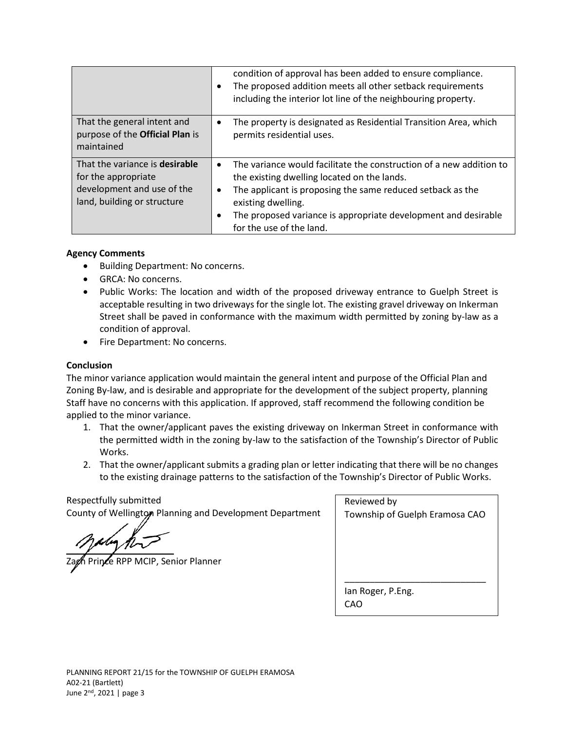|  |  |
|---|---|
|  | condition of approval has been added to ensure compliance.<br>• The proposed addition meets all other setback requirements including the interior lot line of the neighbouring property. |
| That the general intent and purpose of the **Official Plan** is maintained | • The property is designated as Residential Transition Area, which permits residential uses. |
| That the variance is **desirable** for the appropriate development and use of the land, building or structure | • The variance would facilitate the construction of a new addition to the existing dwelling located on the lands.<br>• The applicant is proposing the same reduced setback as the existing dwelling.<br>• The proposed variance is appropriate development and desirable for the use of the land. |

**Agency Comments**

- Building Department: No concerns.
- GRCA: No concerns.
- Public Works: The location and width of the proposed driveway entrance to Guelph Street is acceptable resulting in two driveways for the single lot. The existing gravel driveway on Inkerman Street shall be paved in conformance with the maximum width permitted by zoning by-law as a condition of approval.
- Fire Department: No concerns.

**Conclusion**

The minor variance application would maintain the general intent and purpose of the Official Plan and Zoning By-law, and is desirable and appropriate for the development of the subject property, planning Staff have no concerns with this application. If approved, staff recommend the following condition be applied to the minor variance.

1. That the owner/applicant paves the existing driveway on Inkerman Street in conformance with the permitted width in the zoning by-law to the satisfaction of the Township's Director of Public Works.
2. That the owner/applicant submits a grading plan or letter indicating that there will be no changes to the existing drainage patterns to the satisfaction of the Township's Director of Public Works.

Respectfully submitted
County of Wellington Planning and Development Department

Zach Prince RPP MCIP, Senior Planner

Reviewed by
Township of Guelph Eramosa CAO

_____________________________
Ian Roger, P.Eng.
CAO

PLANNING REPORT 21/15 for the TOWNSHIP OF GUELPH ERAMOSA
A02-21 (Bartlett)
June 2nd, 2021 | page 3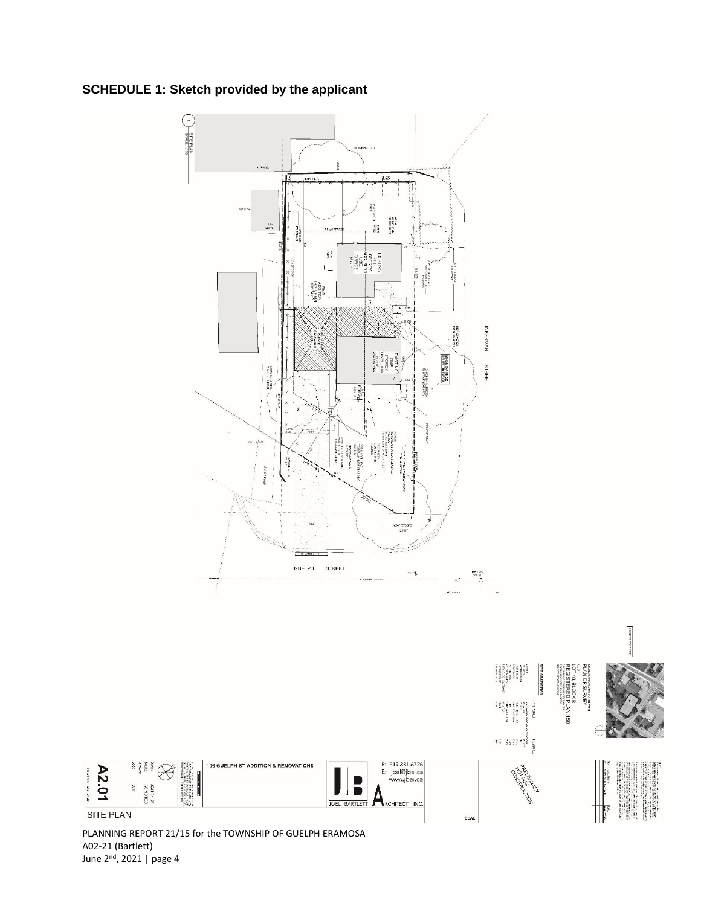## SCHEDULE 1: Sketch provided by the applicant

INKERMAN STREET

GUELPH STREET

EXISTING ONE STOREY AGRI BLDG (OFFICE)

NEW ADDITION (HATCHED)

EXISTING ONE STOREY DWELLING

SITE STATISTICS

PROPOSED

REQUIRED

PLAN OF SURVEY

LOT 4B BLOCK B

REGISTERED PLAN 150

P: 519 831 6726
E: joel@jbai.ca
www.jbai.ca

JOEL BARTLETT ARCHITECT INC.

186 GUELPH ST. ADDITION & RENOVATIONS

PRELIMINARY NOT FOR CONSTRUCTION

SEAL

A2.01

SITE PLAN

Date: 2021-04-20
Scale: AS NOTED
Drawn:
Job: 2111

PLANNING REPORT 21/15 for the TOWNSHIP OF GUELPH ERAMOSA
A02-21 (Bartlett)
June 2nd, 2021 | page 4